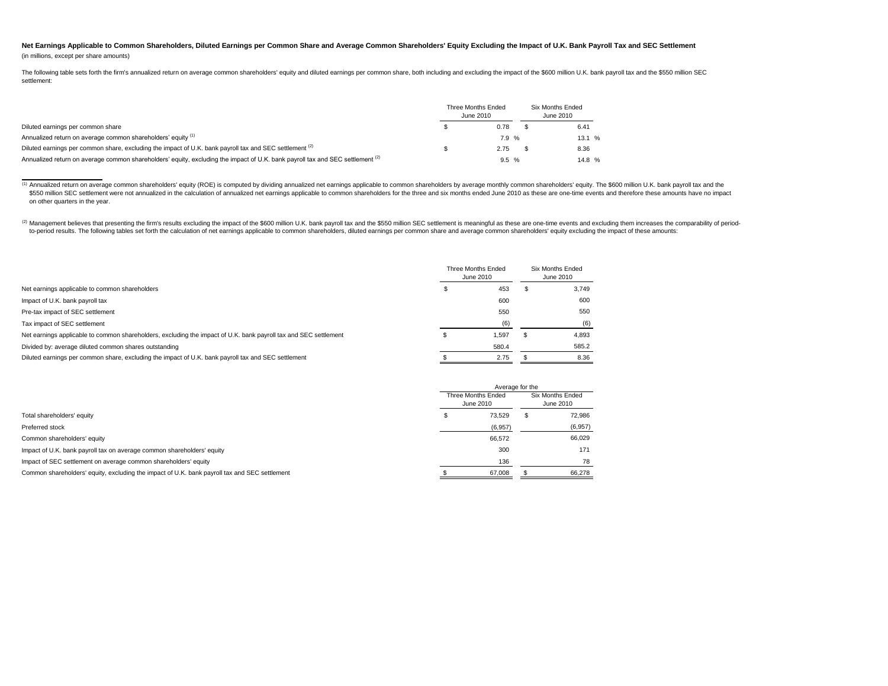**Net Earnings Applicable to Common Shareholders, Diluted Earnings per Common Share and Average Common Shareholders' Equity Excluding the Impact of U.K. Bank Payroll Tax and SEC Settlement**

(in millions, except per share amounts)

The following table sets forth the firm's annualized return on average common shareholders' equity and diluted earnings per common share, both including and excluding the impact of the $600 million U.K. bank payroll tax and the $550 million SEC settlement:

| | Three Months Ended June 2010 | Six Months Ended June 2010 |
|---|---|---|
| Diluted earnings per common share | $ 0.78 | $ 6.41 |
| Annualized return on average common shareholders' equity [1] | 7.9 % | 13.1 % |
| Diluted earnings per common share, excluding the impact of U.K. bank payroll tax and SEC settlement [2] | $ 2.75 | $ 8.36 |
| Annualized return on average common shareholders' equity, excluding the impact of U.K. bank payroll tax and SEC settlement [2] | 9.5 % | 14.8 % |

[1] Annualized return on average common shareholders' equity (ROE) is computed by dividing annualized net earnings applicable to common shareholders by average monthly common shareholders' equity. The $600 million U.K. bank payroll tax and the $550 million SEC settlement were not annualized in the calculation of annualized net earnings applicable to common shareholders for the three and six months ended June 2010 as these are one-time events and therefore these amounts have no impact on other quarters in the year.

[2] Management believes that presenting the firm's results excluding the impact of the $600 million U.K. bank payroll tax and the $550 million SEC settlement is meaningful as these are one-time events and excluding them increases the comparability of period-to-period results. The following tables set forth the calculation of net earnings applicable to common shareholders, diluted earnings per common share and average common shareholders' equity excluding the impact of these amounts:

| | Three Months Ended June 2010 | Six Months Ended June 2010 |
|---|---|---|
| Net earnings applicable to common shareholders | $ 453 | $ 3,749 |
| Impact of U.K. bank payroll tax | 600 | 600 |
| Pre-tax impact of SEC settlement | 550 | 550 |
| Tax impact of SEC settlement | (6) | (6) |
| Net earnings applicable to common shareholders, excluding the impact of U.K. bank payroll tax and SEC settlement | $ 1,597 | $ 4,893 |
| Divided by: average diluted common shares outstanding | 580.4 | 585.2 |
| Diluted earnings per common share, excluding the impact of U.K. bank payroll tax and SEC settlement | $ 2.75 | $ 8.36 |

| | Average for the | |
|---|---|---|
| | Three Months Ended June 2010 | Six Months Ended June 2010 |
| Total shareholders' equity | $ 73,529 | $ 72,986 |
| Preferred stock | (6,957) | (6,957) |
| Common shareholders' equity | 66,572 | 66,029 |
| Impact of U.K. bank payroll tax on average common shareholders' equity | 300 | 171 |
| Impact of SEC settlement on average common shareholders' equity | 136 | 78 |
| Common shareholders' equity, excluding the impact of U.K. bank payroll tax and SEC settlement | $ 67,008 | $ 66,278 |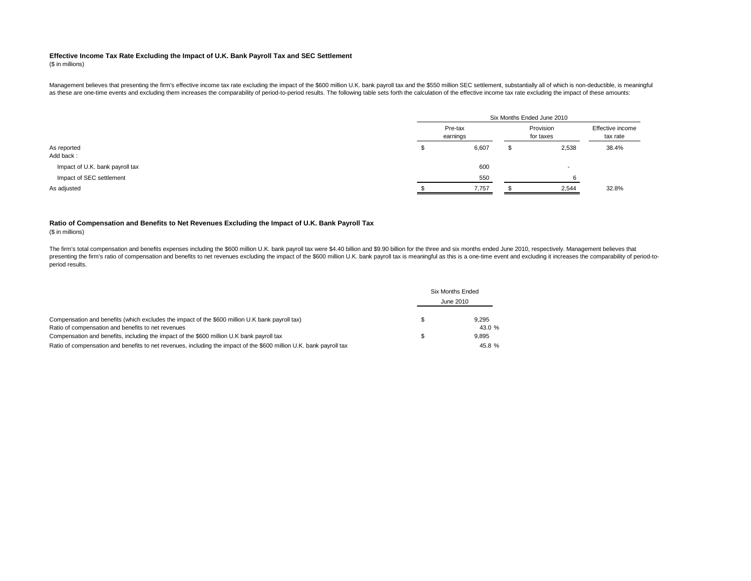### Effective Income Tax Rate Excluding the Impact of U.K. Bank Payroll Tax and SEC Settlement

($ in millions)

Management believes that presenting the firm's effective income tax rate excluding the impact of the $600 million U.K. bank payroll tax and the $550 million SEC settlement, substantially all of which is non-deductible, is meaningful as these are one-time events and excluding them increases the comparability of period-to-period results. The following table sets forth the calculation of the effective income tax rate excluding the impact of these amounts:

| | Six Months Ended June 2010 | | |
|---|---|---|---|
| | Pre-tax earnings | Provision for taxes | Effective income tax rate |
| As reported | $ 6,607 | $ 2,538 | 38.4% |
| Add back : | | | |
| Impact of U.K. bank payroll tax | 600 | - | |
| Impact of SEC settlement | 550 | 6 | |
| As adjusted | $ 7,757 | $ 2,544 | 32.8% |

### Ratio of Compensation and Benefits to Net Revenues Excluding the Impact of U.K. Bank Payroll Tax

($ in millions)

The firm's total compensation and benefits expenses including the $600 million U.K. bank payroll tax were $4.40 billion and $9.90 billion for the three and six months ended June 2010, respectively. Management believes that presenting the firm's ratio of compensation and benefits to net revenues excluding the impact of the $600 million U.K. bank payroll tax is meaningful as this is a one-time event and excluding it increases the comparability of period-to-period results.

| | Six Months Ended June 2010 |
|---|---|
| Compensation and benefits (which excludes the impact of the $600 million U.K bank payroll tax) | $ 9,295 |
| Ratio of compensation and benefits to net revenues | 43.0 % |
| Compensation and benefits, including the impact of the $600 million U.K bank payroll tax | $ 9,895 |
| Ratio of compensation and benefits to net revenues, including the impact of the $600 million U.K. bank payroll tax | 45.8 % |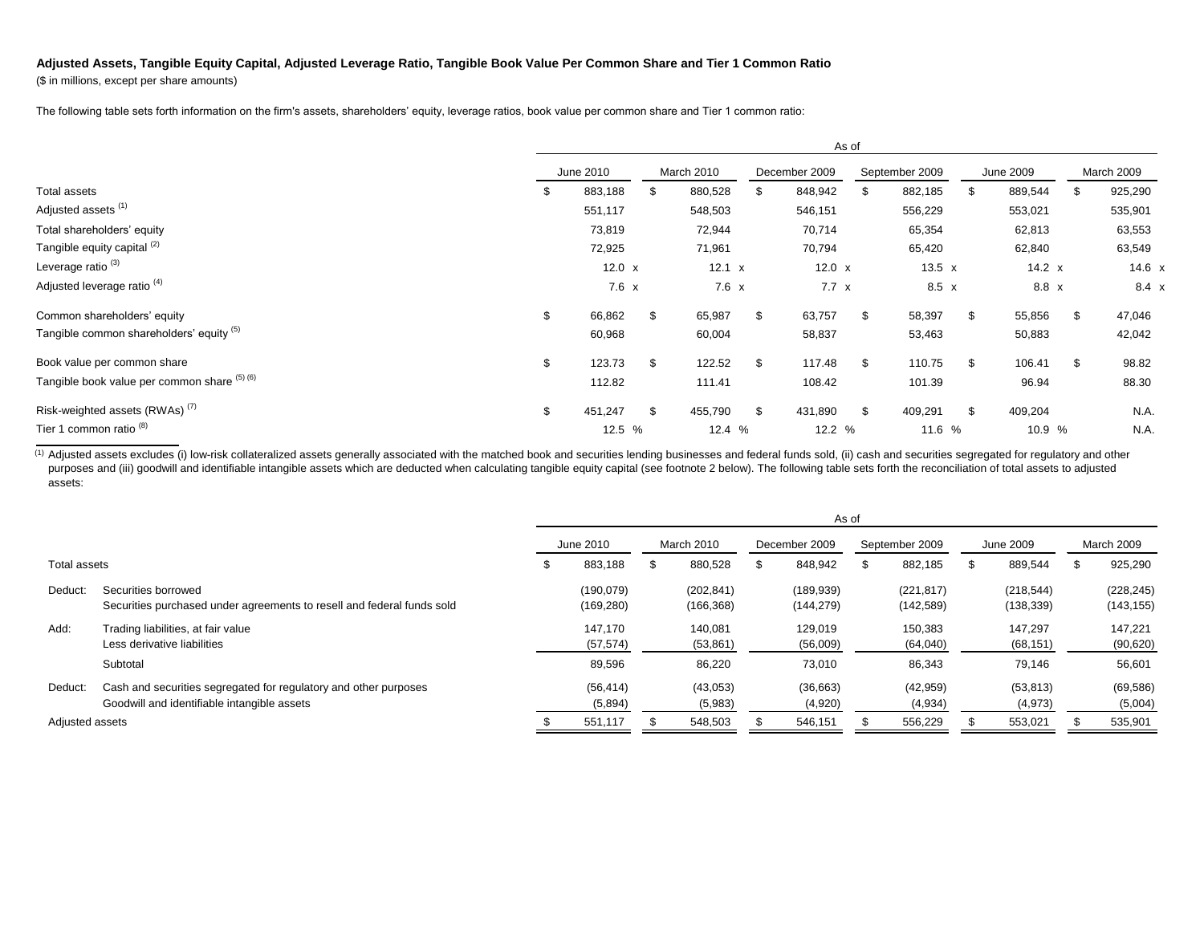**Adjusted Assets, Tangible Equity Capital, Adjusted Leverage Ratio, Tangible Book Value Per Common Share and Tier 1 Common Ratio**

($ in millions, except per share amounts)

The following table sets forth information on the firm's assets, shareholders' equity, leverage ratios, book value per common share and Tier 1 common ratio:

| | As of | | | | | |
|---|---|---|---|---|---|---|
| | June 2010 | March 2010 | December 2009 | September 2009 | June 2009 | March 2009 |
| Total assets | $ 883,188 | $ 880,528 | $ 848,942 | $ 882,185 | $ 889,544 | $ 925,290 |
| Adjusted assets [(1)] | 551,117 | 548,503 | 546,151 | 556,229 | 553,021 | 535,901 |
| Total shareholders' equity | 73,819 | 72,944 | 70,714 | 65,354 | 62,813 | 63,553 |
| Tangible equity capital [(2)] | 72,925 | 71,961 | 70,794 | 65,420 | 62,840 | 63,549 |
| Leverage ratio [(3)] | 12.0 x | 12.1 x | 12.0 x | 13.5 x | 14.2 x | 14.6 x |
| Adjusted leverage ratio [(4)] | 7.6 x | 7.6 x | 7.7 x | 8.5 x | 8.8 x | 8.4 x |
| Common shareholders' equity | $ 66,862 | $ 65,987 | $ 63,757 | $ 58,397 | $ 55,856 | $ 47,046 |
| Tangible common shareholders' equity [(5)] | 60,968 | 60,004 | 58,837 | 53,463 | 50,883 | 42,042 |
| Book value per common share | $ 123.73 | $ 122.52 | $ 117.48 | $ 110.75 | $ 106.41 | $ 98.82 |
| Tangible book value per common share [(5) (6)] | 112.82 | 111.41 | 108.42 | 101.39 | 96.94 | 88.30 |
| Risk-weighted assets (RWAs) [(7)] | $ 451,247 | $ 455,790 | $ 431,890 | $ 409,291 | $ 409,204 | N.A. |
| Tier 1 common ratio [(8)] | 12.5 % | 12.4 % | 12.2 % | 11.6 % | 10.9 % | N.A. |

(1) Adjusted assets excludes (i) low-risk collateralized assets generally associated with the matched book and securities lending businesses and federal funds sold, (ii) cash and securities segregated for regulatory and other purposes and (iii) goodwill and identifiable intangible assets which are deducted when calculating tangible equity capital (see footnote 2 below). The following table sets forth the reconciliation of total assets to adjusted assets:

| | | As of | | | | | |
|---|---|---|---|---|---|---|---|
| | | June 2010 | March 2010 | December 2009 | September 2009 | June 2009 | March 2009 |
| Total assets | | $ 883,188 | $ 880,528 | $ 848,942 | $ 882,185 | $ 889,544 | $ 925,290 |
| Deduct: | Securities borrowed | (190,079) | (202,841) | (189,939) | (221,817) | (218,544) | (228,245) |
| | Securities purchased under agreements to resell and federal funds sold | (169,280) | (166,368) | (144,279) | (142,589) | (138,339) | (143,155) |
| Add: | Trading liabilities, at fair value | 147,170 | 140,081 | 129,019 | 150,383 | 147,297 | 147,221 |
| | Less derivative liabilities | (57,574) | (53,861) | (56,009) | (64,040) | (68,151) | (90,620) |
| | Subtotal | 89,596 | 86,220 | 73,010 | 86,343 | 79,146 | 56,601 |
| Deduct: | Cash and securities segregated for regulatory and other purposes | (56,414) | (43,053) | (36,663) | (42,959) | (53,813) | (69,586) |
| | Goodwill and identifiable intangible assets | (5,894) | (5,983) | (4,920) | (4,934) | (4,973) | (5,004) |
| Adjusted assets | | $ 551,117 | $ 548,503 | $ 546,151 | $ 556,229 | $ 553,021 | $ 535,901 |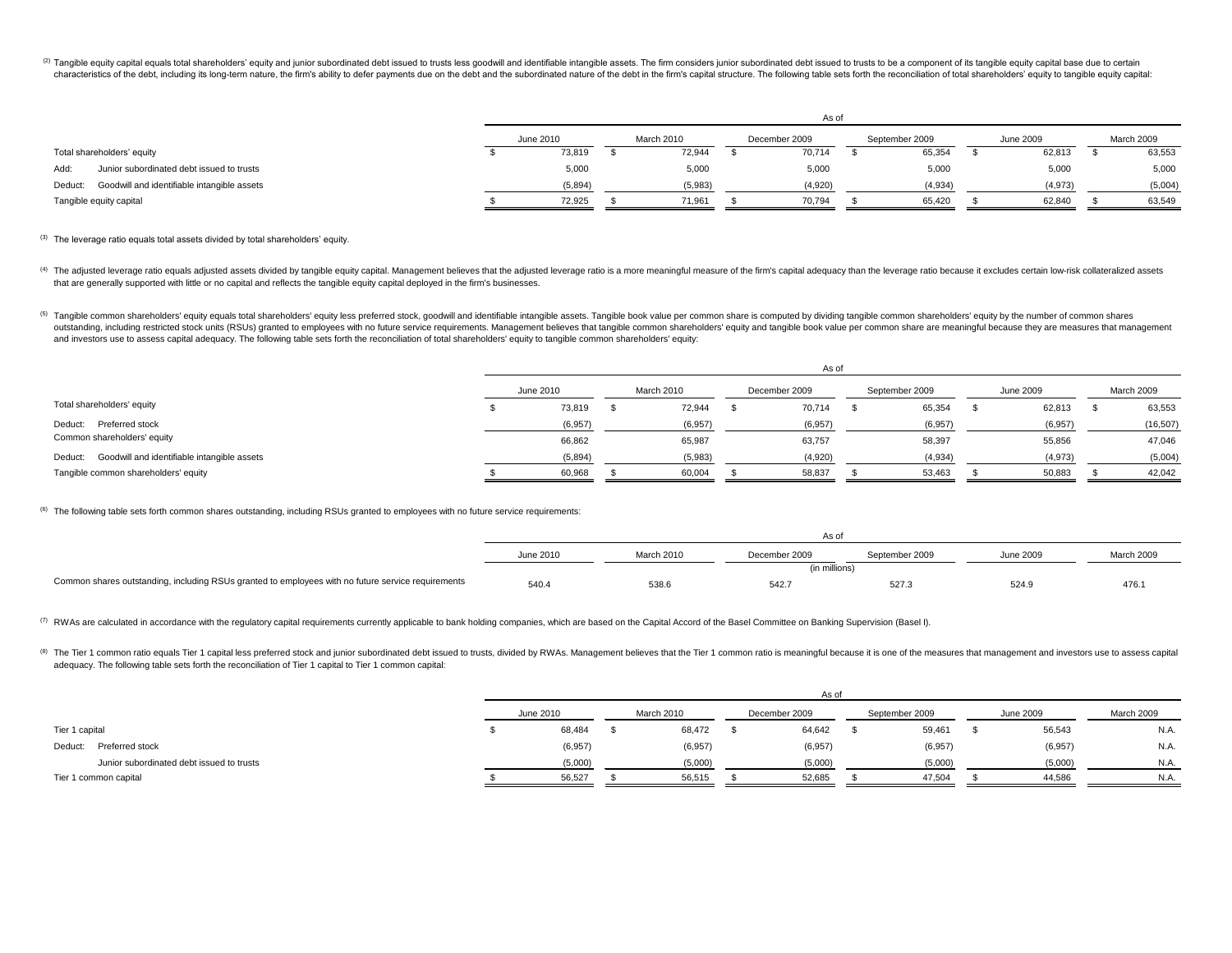(2) Tangible equity capital equals total shareholders' equity and junior subordinated debt issued to trusts less goodwill and identifiable intangible assets. The firm considers junior subordinated debt issued to trusts to be a component of its tangible equity capital base due to certain characteristics of the debt, including its long-term nature, the firm's ability to defer payments due on the debt and the subordinated nature of the debt in the firm's capital structure. The following table sets forth the reconciliation of total shareholders' equity to tangible equity capital:

| | As of | | | | | |
|---|---|---|---|---|---|---|
| | June 2010 | March 2010 | December 2009 | September 2009 | June 2009 | March 2009 |
| Total shareholders' equity | $ 73,819 | $ 72,944 | $ 70,714 | $ 65,354 | $ 62,813 | $ 63,553 |
| Add: Junior subordinated debt issued to trusts | 5,000 | 5,000 | 5,000 | 5,000 | 5,000 | 5,000 |
| Deduct: Goodwill and identifiable intangible assets | (5,894) | (5,983) | (4,920) | (4,934) | (4,973) | (5,004) |
| Tangible equity capital | $ 72,925 | $ 71,961 | $ 70,794 | $ 65,420 | $ 62,840 | $ 63,549 |

(3) The leverage ratio equals total assets divided by total shareholders' equity.

(4) The adjusted leverage ratio equals adjusted assets divided by tangible equity capital. Management believes that the adjusted leverage ratio is a more meaningful measure of the firm's capital adequacy than the leverage ratio because it excludes certain low-risk collateralized assets that are generally supported with little or no capital and reflects the tangible equity capital deployed in the firm's businesses.

(5) Tangible common shareholders' equity equals total shareholders' equity less preferred stock, goodwill and identifiable intangible assets. Tangible book value per common share is computed by dividing tangible common shareholders' equity by the number of common shares outstanding, including restricted stock units (RSUs) granted to employees with no future service requirements. Management believes that tangible common shareholders' equity and tangible book value per common share are meaningful because they are measures that management and investors use to assess capital adequacy. The following table sets forth the reconciliation of total shareholders' equity to tangible common shareholders' equity:

| | As of | | | | | |
|---|---|---|---|---|---|---|
| | June 2010 | March 2010 | December 2009 | September 2009 | June 2009 | March 2009 |
| Total shareholders' equity | $ 73,819 | $ 72,944 | $ 70,714 | $ 65,354 | $ 62,813 | $ 63,553 |
| Deduct: Preferred stock | (6,957) | (6,957) | (6,957) | (6,957) | (6,957) | (16,507) |
| Common shareholders' equity | 66,862 | 65,987 | 63,757 | 58,397 | 55,856 | 47,046 |
| Deduct: Goodwill and identifiable intangible assets | (5,894) | (5,983) | (4,920) | (4,934) | (4,973) | (5,004) |
| Tangible common shareholders' equity | $ 60,968 | $ 60,004 | $ 58,837 | $ 53,463 | $ 50,883 | $ 42,042 |

(6) The following table sets forth common shares outstanding, including RSUs granted to employees with no future service requirements:

| | As of | | | | | |
|---|---|---|---|---|---|---|
| | June 2010 | March 2010 | December 2009 | September 2009 | June 2009 | March 2009 |
| | | | (in millions) | | | |
| Common shares outstanding, including RSUs granted to employees with no future service requirements | 540.4 | 538.6 | 542.7 | 527.3 | 524.9 | 476.1 |

(7) RWAs are calculated in accordance with the regulatory capital requirements currently applicable to bank holding companies, which are based on the Capital Accord of the Basel Committee on Banking Supervision (Basel I).

(8) The Tier 1 common ratio equals Tier 1 capital less preferred stock and junior subordinated debt issued to trusts, divided by RWAs. Management believes that the Tier 1 common ratio is meaningful because it is one of the measures that management and investors use to assess capital adequacy. The following table sets forth the reconciliation of Tier 1 capital to Tier 1 common capital:

| | As of | | | | | |
|---|---|---|---|---|---|---|
| | June 2010 | March 2010 | December 2009 | September 2009 | June 2009 | March 2009 |
| Tier 1 capital | $ 68,484 | $ 68,472 | $ 64,642 | $ 59,461 | $ 56,543 | N.A. |
| Deduct: Preferred stock | (6,957) | (6,957) | (6,957) | (6,957) | (6,957) | N.A. |
| Junior subordinated debt issued to trusts | (5,000) | (5,000) | (5,000) | (5,000) | (5,000) | N.A. |
| Tier 1 common capital | $ 56,527 | $ 56,515 | $ 52,685 | $ 47,504 | $ 44,586 | N.A. |